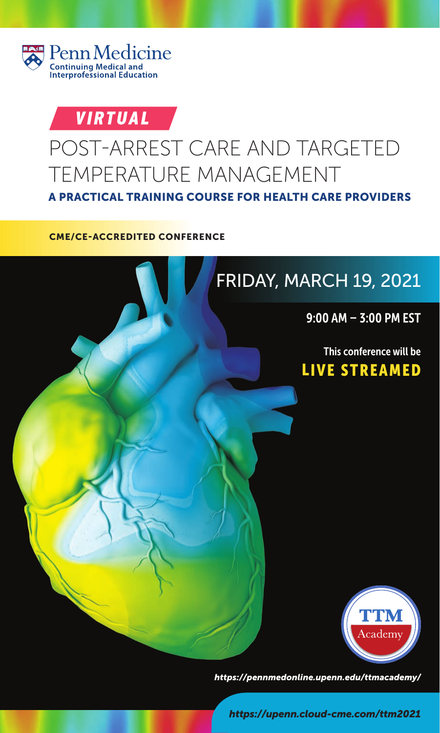Penn Medicine
Continuing Medical and Interprofessional Education

**VIRTUAL**

# POST-ARREST CARE AND TARGETED TEMPERATURE MANAGEMENT

## A PRACTICAL TRAINING COURSE FOR HEALTH CARE PROVIDERS

**CME/CE-ACCREDITED CONFERENCE**

## FRIDAY, MARCH 19, 2021

**9:00 AM – 3:00 PM EST**

**This conference will be**
**LIVE STREAMED**

TTM Academy

***https://pennmedonline.upenn.edu/ttmacademy/***

***https://upenn.cloud-cme.com/ttm2021***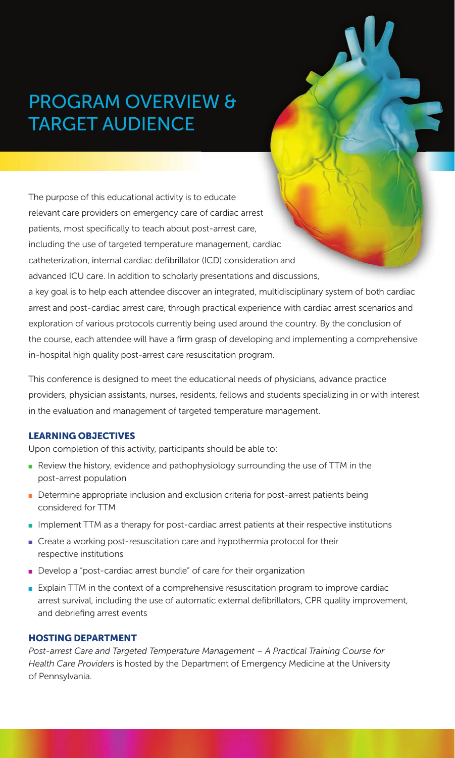# PROGRAM OVERVIEW & TARGET AUDIENCE

The purpose of this educational activity is to educate relevant care providers on emergency care of cardiac arrest patients, most specifically to teach about post-arrest care, including the use of targeted temperature management, cardiac catheterization, internal cardiac defibrillator (ICD) consideration and advanced ICU care. In addition to scholarly presentations and discussions, a key goal is to help each attendee discover an integrated, multidisciplinary system of both cardiac arrest and post-cardiac arrest care, through practical experience with cardiac arrest scenarios and exploration of various protocols currently being used around the country. By the conclusion of the course, each attendee will have a firm grasp of developing and implementing a comprehensive in-hospital high quality post-arrest care resuscitation program.

This conference is designed to meet the educational needs of physicians, advance practice providers, physician assistants, nurses, residents, fellows and students specializing in or with interest in the evaluation and management of targeted temperature management.

## LEARNING OBJECTIVES

Upon completion of this activity, participants should be able to:

- Review the history, evidence and pathophysiology surrounding the use of TTM in the post-arrest population
- Determine appropriate inclusion and exclusion criteria for post-arrest patients being considered for TTM
- Implement TTM as a therapy for post-cardiac arrest patients at their respective institutions
- Create a working post-resuscitation care and hypothermia protocol for their respective institutions
- Develop a "post-cardiac arrest bundle" of care for their organization
- Explain TTM in the context of a comprehensive resuscitation program to improve cardiac arrest survival, including the use of automatic external defibrillators, CPR quality improvement, and debriefing arrest events

## HOSTING DEPARTMENT

*Post-arrest Care and Targeted Temperature Management – A Practical Training Course for Health Care Providers* is hosted by the Department of Emergency Medicine at the University of Pennsylvania.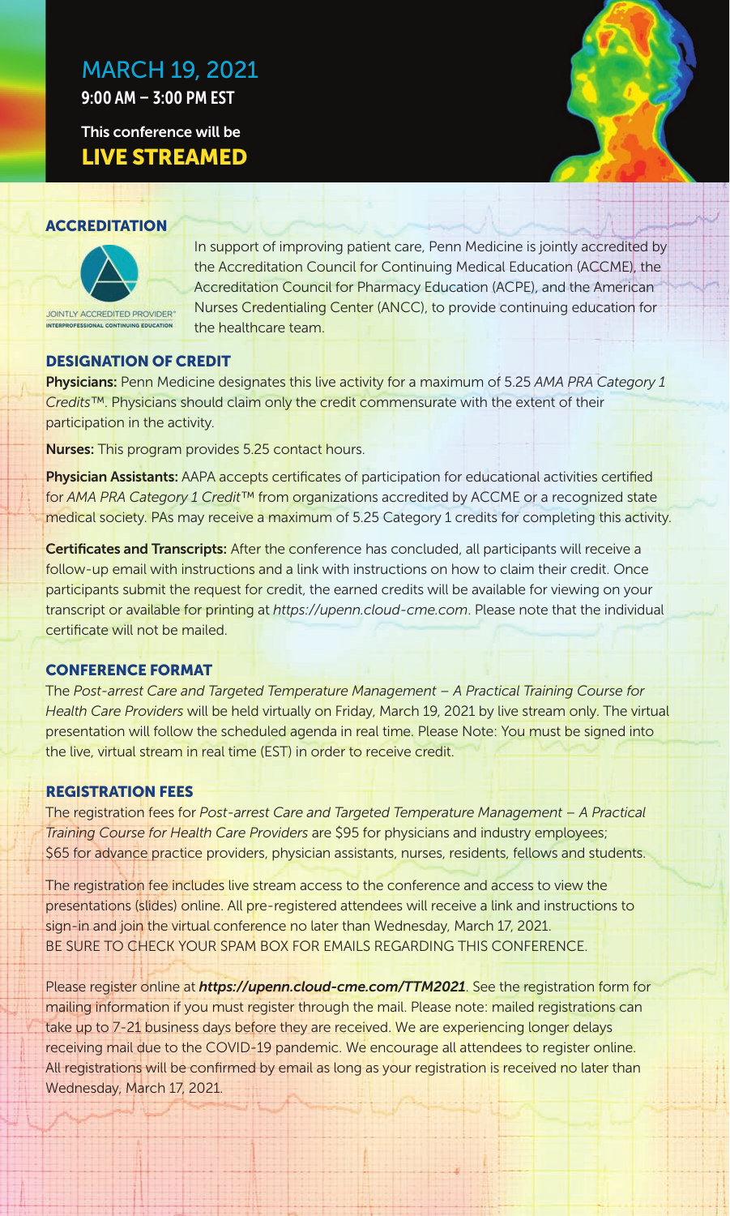MARCH 19, 2021

**9:00 AM – 3:00 PM EST**

This conference will be

**LIVE STREAMED**

## ACCREDITATION

JOINTLY ACCREDITED PROVIDER™
INTERPROFESSIONAL CONTINUING EDUCATION

In support of improving patient care, Penn Medicine is jointly accredited by the Accreditation Council for Continuing Medical Education (ACCME), the Accreditation Council for Pharmacy Education (ACPE), and the American Nurses Credentialing Center (ANCC), to provide continuing education for the healthcare team.

## DESIGNATION OF CREDIT

**Physicians:** Penn Medicine designates this live activity for a maximum of 5.25 *AMA PRA Category 1 Credits™*. Physicians should claim only the credit commensurate with the extent of their participation in the activity.

**Nurses:** This program provides 5.25 contact hours.

**Physician Assistants:** AAPA accepts certificates of participation for educational activities certified for *AMA PRA Category 1 Credit™* from organizations accredited by ACCME or a recognized state medical society. PAs may receive a maximum of 5.25 Category 1 credits for completing this activity.

**Certificates and Transcripts:** After the conference has concluded, all participants will receive a follow-up email with instructions and a link with instructions on how to claim their credit. Once participants submit the request for credit, the earned credits will be available for viewing on your transcript or available for printing at *https://upenn.cloud-cme.com*. Please note that the individual certificate will not be mailed.

## CONFERENCE FORMAT

The *Post-arrest Care and Targeted Temperature Management – A Practical Training Course for Health Care Providers* will be held virtually on Friday, March 19, 2021 by live stream only. The virtual presentation will follow the scheduled agenda in real time. Please Note: You must be signed into the live, virtual stream in real time (EST) in order to receive credit.

## REGISTRATION FEES

The registration fees for *Post-arrest Care and Targeted Temperature Management – A Practical Training Course for Health Care Providers* are $95 for physicians and industry employees; $65 for advance practice providers, physician assistants, nurses, residents, fellows and students.

The registration fee includes live stream access to the conference and access to view the presentations (slides) online. All pre-registered attendees will receive a link and instructions to sign-in and join the virtual conference no later than Wednesday, March 17, 2021.
BE SURE TO CHECK YOUR SPAM BOX FOR EMAILS REGARDING THIS CONFERENCE.

Please register online at ***https://upenn.cloud-cme.com/TTM2021***. See the registration form for mailing information if you must register through the mail. Please note: mailed registrations can take up to 7-21 business days before they are received. We are experiencing longer delays receiving mail due to the COVID-19 pandemic. We encourage all attendees to register online. All registrations will be confirmed by email as long as your registration is received no later than Wednesday, March 17, 2021.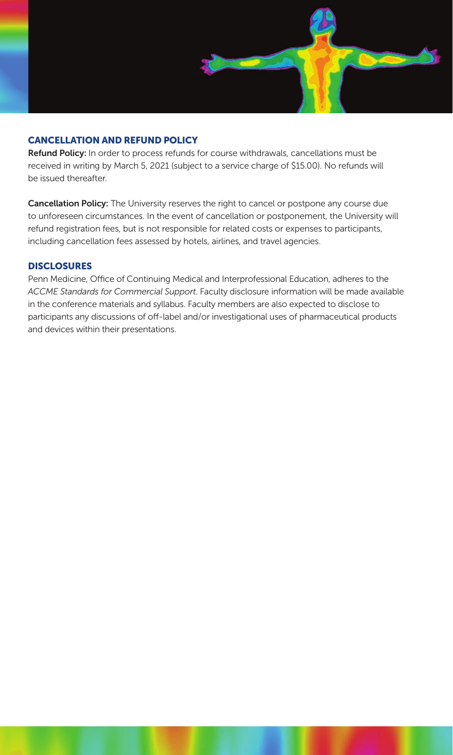## CANCELLATION AND REFUND POLICY

**Refund Policy:** In order to process refunds for course withdrawals, cancellations must be received in writing by March 5, 2021 (subject to a service charge of $15.00). No refunds will be issued thereafter.

**Cancellation Policy:** The University reserves the right to cancel or postpone any course due to unforeseen circumstances. In the event of cancellation or postponement, the University will refund registration fees, but is not responsible for related costs or expenses to participants, including cancellation fees assessed by hotels, airlines, and travel agencies.

## DISCLOSURES

Penn Medicine, Office of Continuing Medical and Interprofessional Education, adheres to the *ACCME Standards for Commercial Support*. Faculty disclosure information will be made available in the conference materials and syllabus. Faculty members are also expected to disclose to participants any discussions of off-label and/or investigational uses of pharmaceutical products and devices within their presentations.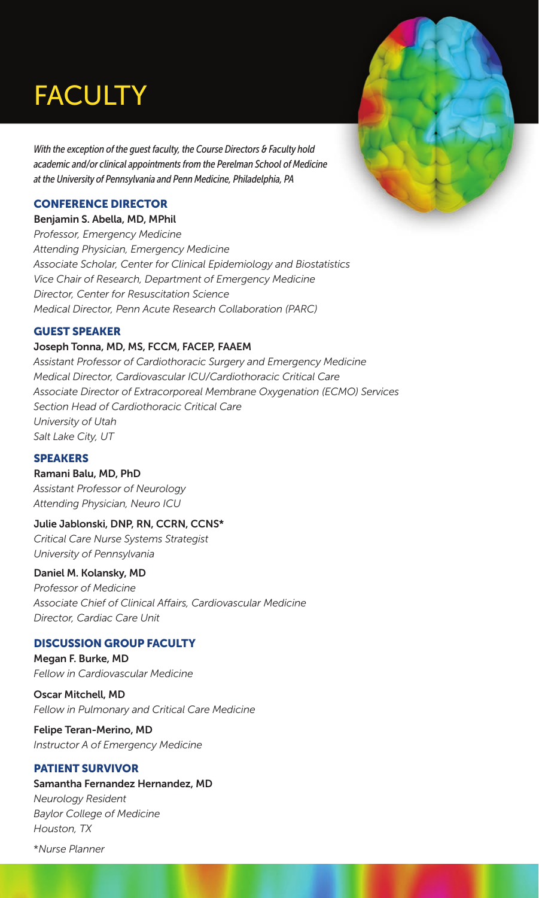# FACULTY

*With the exception of the guest faculty, the Course Directors & Faculty hold academic and/or clinical appointments from the Perelman School of Medicine at the University of Pennsylvania and Penn Medicine, Philadelphia, PA*

## CONFERENCE DIRECTOR

**Benjamin S. Abella, MD, MPhil**
*Professor, Emergency Medicine*
*Attending Physician, Emergency Medicine*
*Associate Scholar, Center for Clinical Epidemiology and Biostatistics*
*Vice Chair of Research, Department of Emergency Medicine*
*Director, Center for Resuscitation Science*
*Medical Director, Penn Acute Research Collaboration (PARC)*

## GUEST SPEAKER

**Joseph Tonna, MD, MS, FCCM, FACEP, FAAEM**
*Assistant Professor of Cardiothoracic Surgery and Emergency Medicine*
*Medical Director, Cardiovascular ICU/Cardiothoracic Critical Care*
*Associate Director of Extracorporeal Membrane Oxygenation (ECMO) Services*
*Section Head of Cardiothoracic Critical Care*
*University of Utah*
*Salt Lake City, UT*

## SPEAKERS

**Ramani Balu, MD, PhD**
*Assistant Professor of Neurology*
*Attending Physician, Neuro ICU*

**Julie Jablonski, DNP, RN, CCRN, CCNS***
*Critical Care Nurse Systems Strategist*
*University of Pennsylvania*

**Daniel M. Kolansky, MD**
*Professor of Medicine*
*Associate Chief of Clinical Affairs, Cardiovascular Medicine*
*Director, Cardiac Care Unit*

## DISCUSSION GROUP FACULTY

**Megan F. Burke, MD**
*Fellow in Cardiovascular Medicine*

**Oscar Mitchell, MD**
*Fellow in Pulmonary and Critical Care Medicine*

**Felipe Teran-Merino, MD**
*Instructor A of Emergency Medicine*

## PATIENT SURVIVOR

**Samantha Fernandez Hernandez, MD**
*Neurology Resident*
*Baylor College of Medicine*
*Houston, TX*

**Nurse Planner*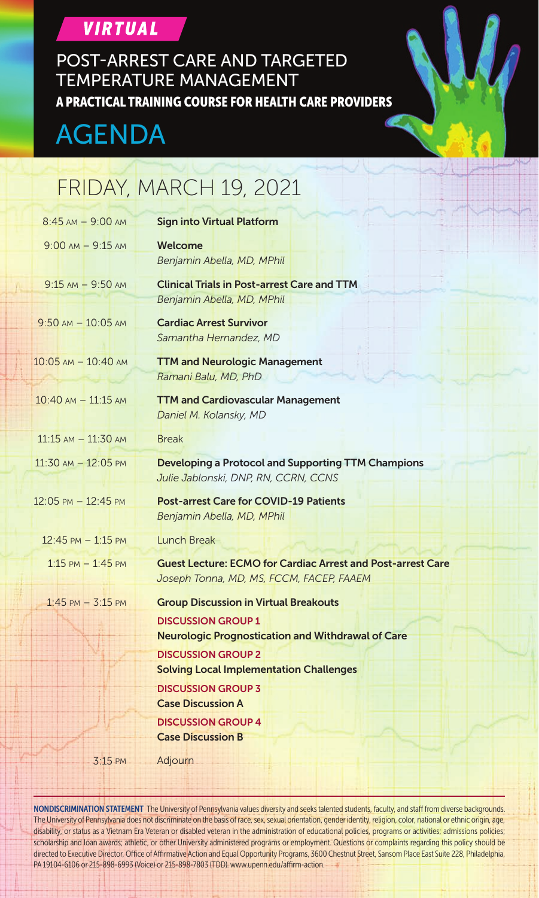**VIRTUAL**

# POST-ARREST CARE AND TARGETED TEMPERATURE MANAGEMENT

**A PRACTICAL TRAINING COURSE FOR HEALTH CARE PROVIDERS**

# AGENDA

## FRIDAY, MARCH 19, 2021

| Time | Session |
| --- | --- |
| 8:45 AM – 9:00 AM | **Sign into Virtual Platform** |
| 9:00 AM – 9:15 AM | **Welcome**<br>*Benjamin Abella, MD, MPhil* |
| 9:15 AM – 9:50 AM | **Clinical Trials in Post-arrest Care and TTM**<br>*Benjamin Abella, MD, MPhil* |
| 9:50 AM – 10:05 AM | **Cardiac Arrest Survivor**<br>*Samantha Hernandez, MD* |
| 10:05 AM – 10:40 AM | **TTM and Neurologic Management**<br>*Ramani Balu, MD, PhD* |
| 10:40 AM – 11:15 AM | **TTM and Cardiovascular Management**<br>*Daniel M. Kolansky, MD* |
| 11:15 AM – 11:30 AM | Break |
| 11:30 AM – 12:05 PM | **Developing a Protocol and Supporting TTM Champions**<br>*Julie Jablonski, DNP, RN, CCRN, CCNS* |
| 12:05 PM – 12:45 PM | **Post-arrest Care for COVID-19 Patients**<br>*Benjamin Abella, MD, MPhil* |
| 12:45 PM – 1:15 PM | Lunch Break |
| 1:15 PM – 1:45 PM | **Guest Lecture: ECMO for Cardiac Arrest and Post-arrest Care**<br>*Joseph Tonna, MD, MS, FCCM, FACEP, FAAEM* |
| 1:45 PM – 3:15 PM | **Group Discussion in Virtual Breakouts**<br>DISCUSSION GROUP 1<br>**Neurologic Prognostication and Withdrawal of Care**<br>DISCUSSION GROUP 2<br>**Solving Local Implementation Challenges**<br>DISCUSSION GROUP 3<br>**Case Discussion A**<br>DISCUSSION GROUP 4<br>**Case Discussion B** |
| 3:15 PM | Adjourn |

**NONDISCRIMINATION STATEMENT** The University of Pennsylvania values diversity and seeks talented students, faculty, and staff from diverse backgrounds. The University of Pennsylvania does not discriminate on the basis of race, sex, sexual orientation, gender identity, religion, color, national or ethnic origin, age, disability, or status as a Vietnam Era Veteran or disabled veteran in the administration of educational policies, programs or activities; admissions policies; scholarship and loan awards; athletic, or other University administered programs or employment. Questions or complaints regarding this policy should be directed to Executive Director, Office of Affirmative Action and Equal Opportunity Programs, 3600 Chestnut Street, Sansom Place East Suite 228, Philadelphia, PA 19104-6106 or 215-898-6993 (Voice) or 215-898-7803 (TDD). www.upenn.edu/affirm-action.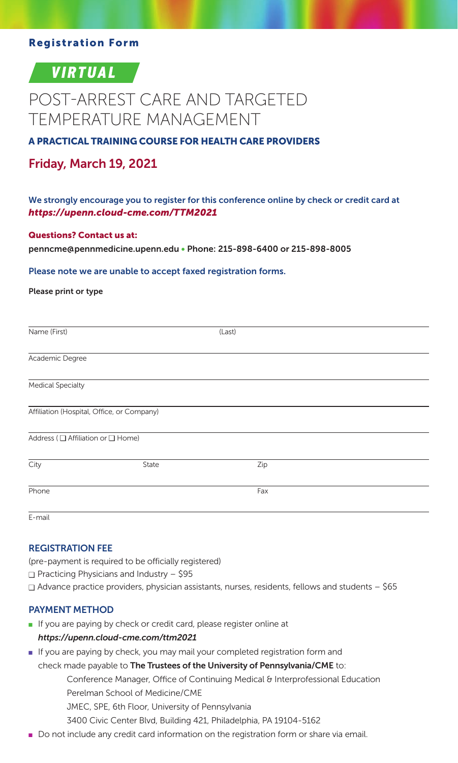## Registration Form

**VIRTUAL**

# POST-ARREST CARE AND TARGETED TEMPERATURE MANAGEMENT

### A PRACTICAL TRAINING COURSE FOR HEALTH CARE PROVIDERS

## Friday, March 19, 2021

We strongly encourage you to register for this conference online by check or credit card at ***https://upenn.cloud-cme.com/TTM2021***

**Questions? Contact us at:**

penncme@pennmedicine.upenn.edu • Phone: 215-898-6400 or 215-898-8005

Please note we are unable to accept faxed registration forms.

**Please print or type**

Name (First) ____________________ (Last) ____________________

Academic Degree ____________________

Medical Specialty ____________________

Affiliation (Hospital, Office, or Company) ____________________

Address (☐ Affiliation or ☐ Home) ____________________

City ____________ State ____________ Zip ____________

Phone ____________________ Fax ____________________

E-mail ____________________

### REGISTRATION FEE

(pre-payment is required to be officially registered)

☐ Practicing Physicians and Industry – $95

☐ Advance practice providers, physician assistants, nurses, residents, fellows and students – $65

### PAYMENT METHOD

- If you are paying by check or credit card, please register online at ***https://upenn.cloud-cme.com/ttm2021***
- If you are paying by check, you may mail your completed registration form and check made payable to **The Trustees of the University of Pennsylvania/CME** to:

  Conference Manager, Office of Continuing Medical & Interprofessional Education
  Perelman School of Medicine/CME
  JMEC, SPE, 6th Floor, University of Pennsylvania
  3400 Civic Center Blvd, Building 421, Philadelphia, PA 19104-5162

- Do not include any credit card information on the registration form or share via email.